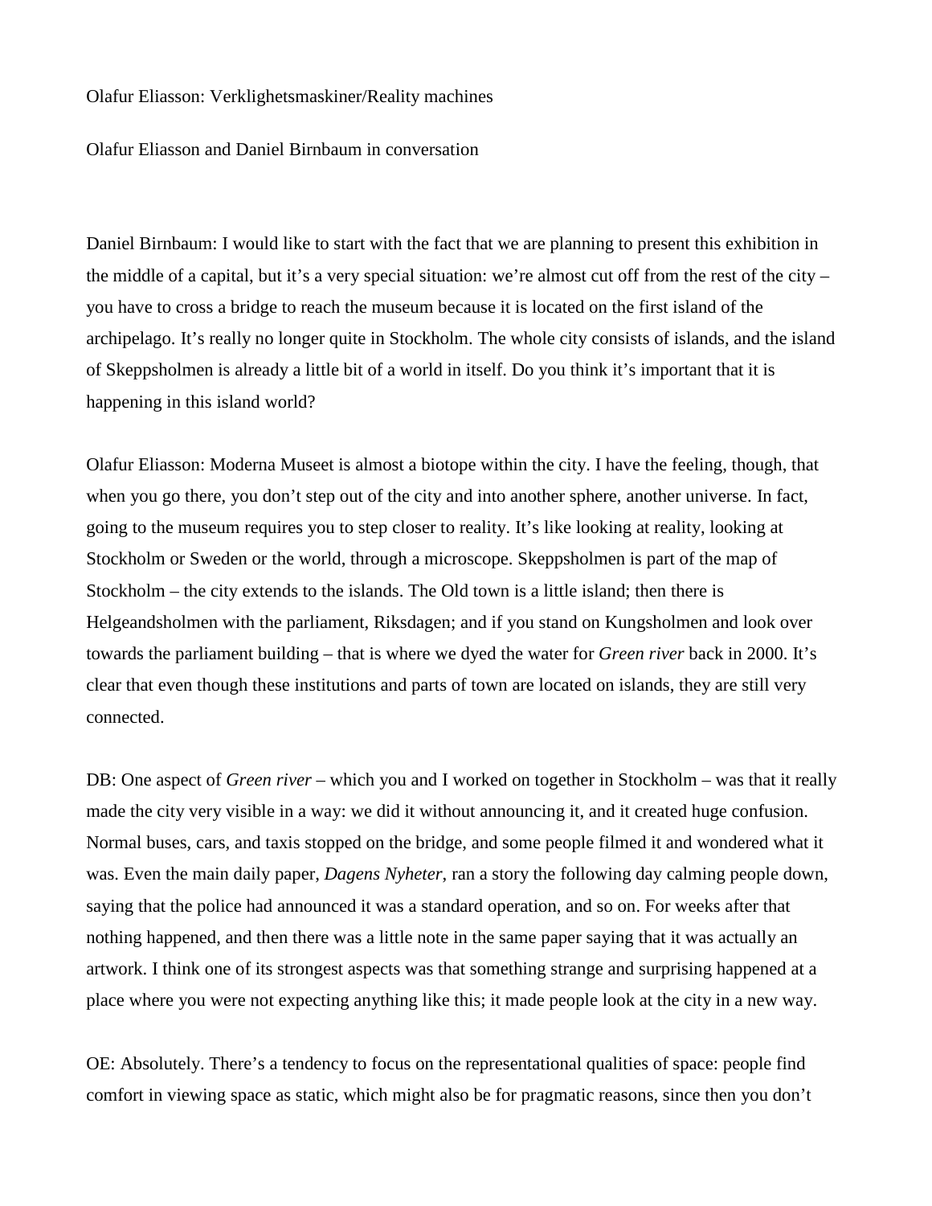Olafur Eliasson: Verklighetsmaskiner/Reality machines

Olafur Eliasson and Daniel Birnbaum in conversation

Daniel Birnbaum: I would like to start with the fact that we are planning to present this exhibition in the middle of a capital, but it's a very special situation: we're almost cut off from the rest of the city – you have to cross a bridge to reach the museum because it is located on the first island of the archipelago. It's really no longer quite in Stockholm. The whole city consists of islands, and the island of Skeppsholmen is already a little bit of a world in itself. Do you think it's important that it is happening in this island world?

Olafur Eliasson: Moderna Museet is almost a biotope within the city. I have the feeling, though, that when you go there, you don't step out of the city and into another sphere, another universe. In fact, going to the museum requires you to step closer to reality. It's like looking at reality, looking at Stockholm or Sweden or the world, through a microscope. Skeppsholmen is part of the map of Stockholm – the city extends to the islands. The Old town is a little island; then there is Helgeandsholmen with the parliament, Riksdagen; and if you stand on Kungsholmen and look over towards the parliament building – that is where we dyed the water for *Green river* back in 2000. It's clear that even though these institutions and parts of town are located on islands, they are still very connected.

DB: One aspect of *Green river* – which you and I worked on together in Stockholm – was that it really made the city very visible in a way: we did it without announcing it, and it created huge confusion. Normal buses, cars, and taxis stopped on the bridge, and some people filmed it and wondered what it was. Even the main daily paper, *Dagens Nyheter*, ran a story the following day calming people down, saying that the police had announced it was a standard operation, and so on. For weeks after that nothing happened, and then there was a little note in the same paper saying that it was actually an artwork. I think one of its strongest aspects was that something strange and surprising happened at a place where you were not expecting anything like this; it made people look at the city in a new way.

OE: Absolutely. There's a tendency to focus on the representational qualities of space: people find comfort in viewing space as static, which might also be for pragmatic reasons, since then you don't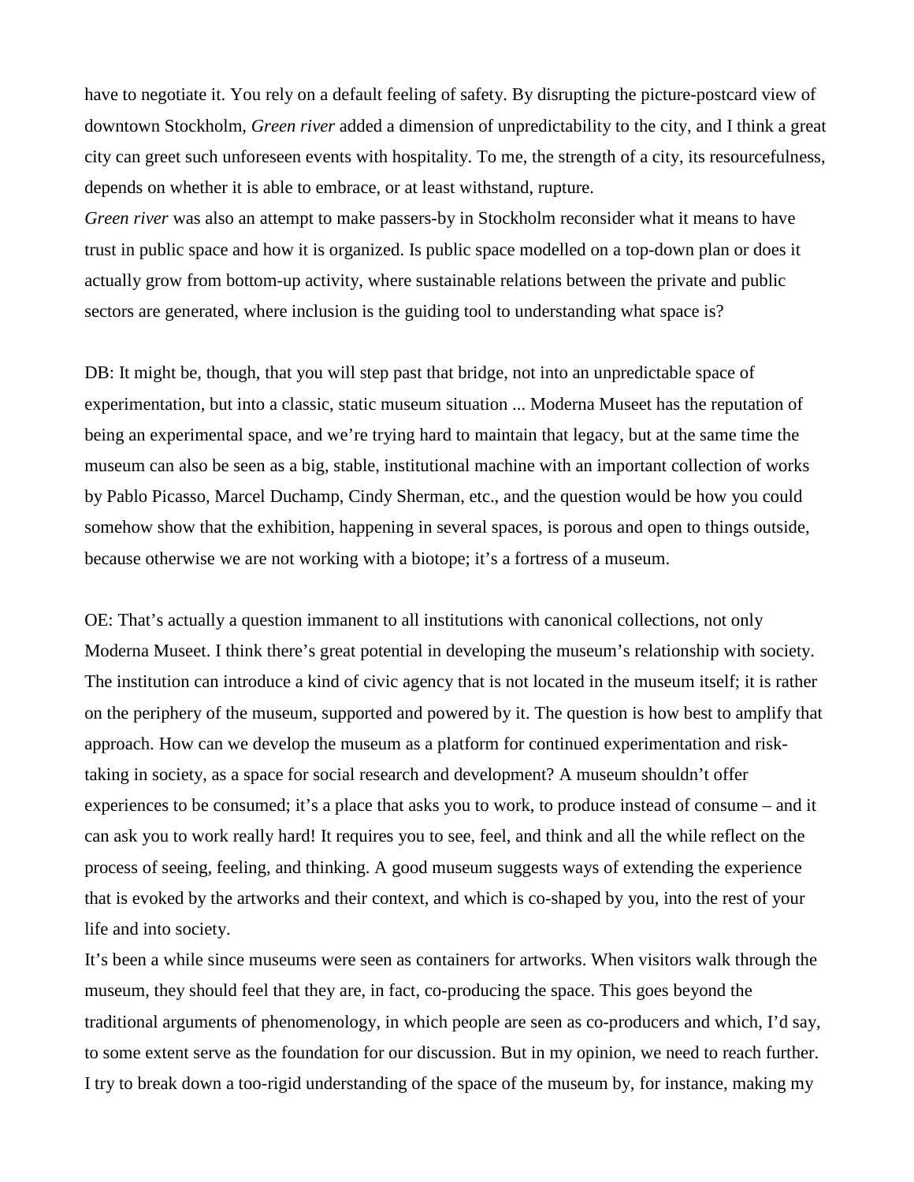have to negotiate it. You rely on a default feeling of safety. By disrupting the picture-postcard view of downtown Stockholm, *Green river* added a dimension of unpredictability to the city, and I think a great city can greet such unforeseen events with hospitality. To me, the strength of a city, its resourcefulness, depends on whether it is able to embrace, or at least withstand, rupture.

*Green river* was also an attempt to make passers-by in Stockholm reconsider what it means to have trust in public space and how it is organized. Is public space modelled on a top-down plan or does it actually grow from bottom-up activity, where sustainable relations between the private and public sectors are generated, where inclusion is the guiding tool to understanding what space is?

DB: It might be, though, that you will step past that bridge, not into an unpredictable space of experimentation, but into a classic, static museum situation ... Moderna Museet has the reputation of being an experimental space, and we're trying hard to maintain that legacy, but at the same time the museum can also be seen as a big, stable, institutional machine with an important collection of works by Pablo Picasso, Marcel Duchamp, Cindy Sherman, etc., and the question would be how you could somehow show that the exhibition, happening in several spaces, is porous and open to things outside, because otherwise we are not working with a biotope; it's a fortress of a museum.

OE: That's actually a question immanent to all institutions with canonical collections, not only Moderna Museet. I think there's great potential in developing the museum's relationship with society. The institution can introduce a kind of civic agency that is not located in the museum itself; it is rather on the periphery of the museum, supported and powered by it. The question is how best to amplify that approach. How can we develop the museum as a platform for continued experimentation and risk-taking in society, as a space for social research and development? A museum shouldn't offer experiences to be consumed; it's a place that asks you to work, to produce instead of consume – and it can ask you to work really hard! It requires you to see, feel, and think and all the while reflect on the process of seeing, feeling, and thinking. A good museum suggests ways of extending the experience that is evoked by the artworks and their context, and which is co-shaped by you, into the rest of your life and into society.

It's been a while since museums were seen as containers for artworks. When visitors walk through the museum, they should feel that they are, in fact, co-producing the space. This goes beyond the traditional arguments of phenomenology, in which people are seen as co-producers and which, I'd say, to some extent serve as the foundation for our discussion. But in my opinion, we need to reach further. I try to break down a too-rigid understanding of the space of the museum by, for instance, making my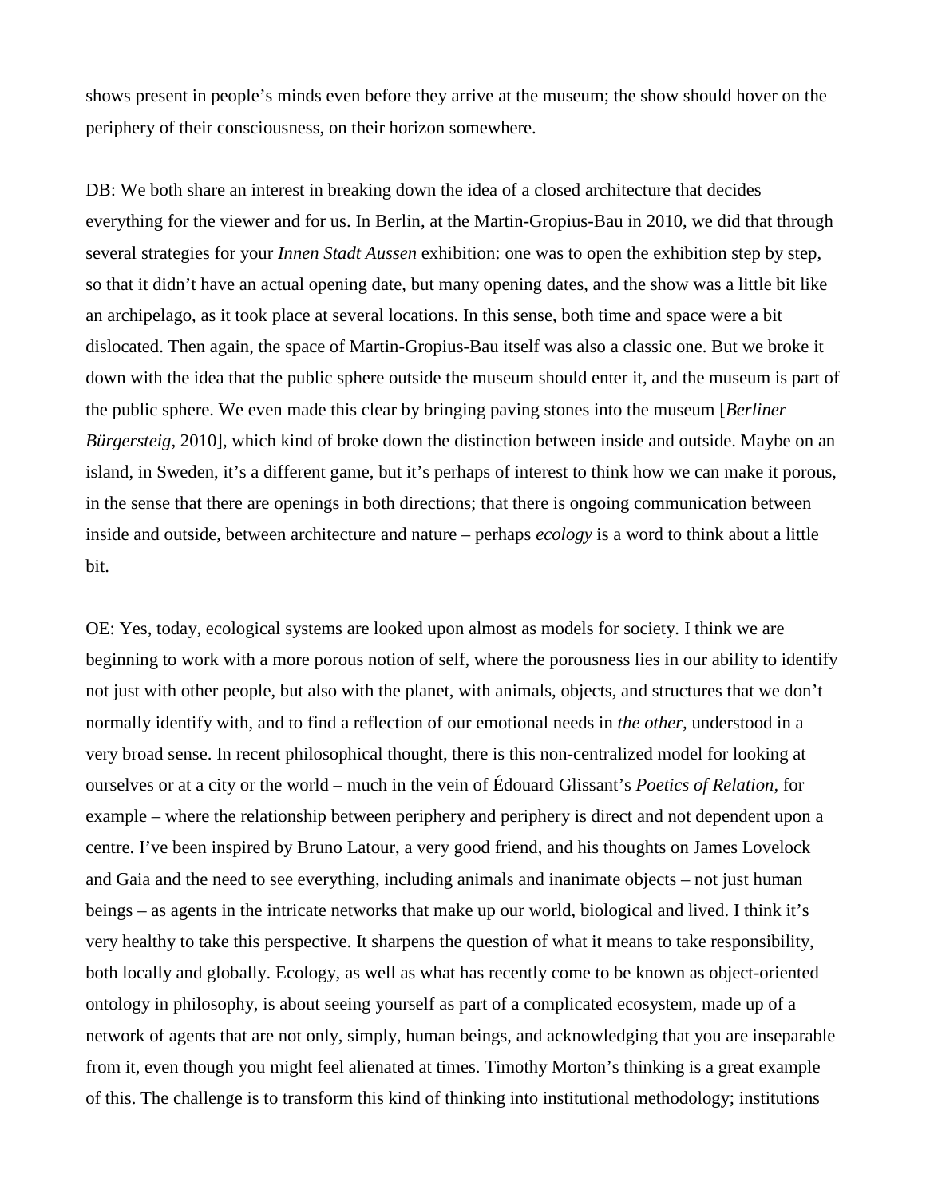shows present in people's minds even before they arrive at the museum; the show should hover on the periphery of their consciousness, on their horizon somewhere.

DB: We both share an interest in breaking down the idea of a closed architecture that decides everything for the viewer and for us. In Berlin, at the Martin-Gropius-Bau in 2010, we did that through several strategies for your *Innen Stadt Aussen* exhibition: one was to open the exhibition step by step, so that it didn't have an actual opening date, but many opening dates, and the show was a little bit like an archipelago, as it took place at several locations. In this sense, both time and space were a bit dislocated. Then again, the space of Martin-Gropius-Bau itself was also a classic one. But we broke it down with the idea that the public sphere outside the museum should enter it, and the museum is part of the public sphere. We even made this clear by bringing paving stones into the museum [*Berliner Bürgersteig,* 2010], which kind of broke down the distinction between inside and outside. Maybe on an island, in Sweden, it's a different game, but it's perhaps of interest to think how we can make it porous, in the sense that there are openings in both directions; that there is ongoing communication between inside and outside, between architecture and nature – perhaps *ecology* is a word to think about a little bit.

OE: Yes, today, ecological systems are looked upon almost as models for society. I think we are beginning to work with a more porous notion of self, where the porousness lies in our ability to identify not just with other people, but also with the planet, with animals, objects, and structures that we don't normally identify with, and to find a reflection of our emotional needs in *the other,* understood in a very broad sense. In recent philosophical thought, there is this non-centralized model for looking at ourselves or at a city or the world – much in the vein of Édouard Glissant's *Poetics of Relation,* for example – where the relationship between periphery and periphery is direct and not dependent upon a centre. I've been inspired by Bruno Latour, a very good friend, and his thoughts on James Lovelock and Gaia and the need to see everything, including animals and inanimate objects – not just human beings – as agents in the intricate networks that make up our world, biological and lived. I think it's very healthy to take this perspective. It sharpens the question of what it means to take responsibility, both locally and globally. Ecology, as well as what has recently come to be known as object-oriented ontology in philosophy, is about seeing yourself as part of a complicated ecosystem, made up of a network of agents that are not only, simply, human beings, and acknowledging that you are inseparable from it, even though you might feel alienated at times. Timothy Morton's thinking is a great example of this. The challenge is to transform this kind of thinking into institutional methodology; institutions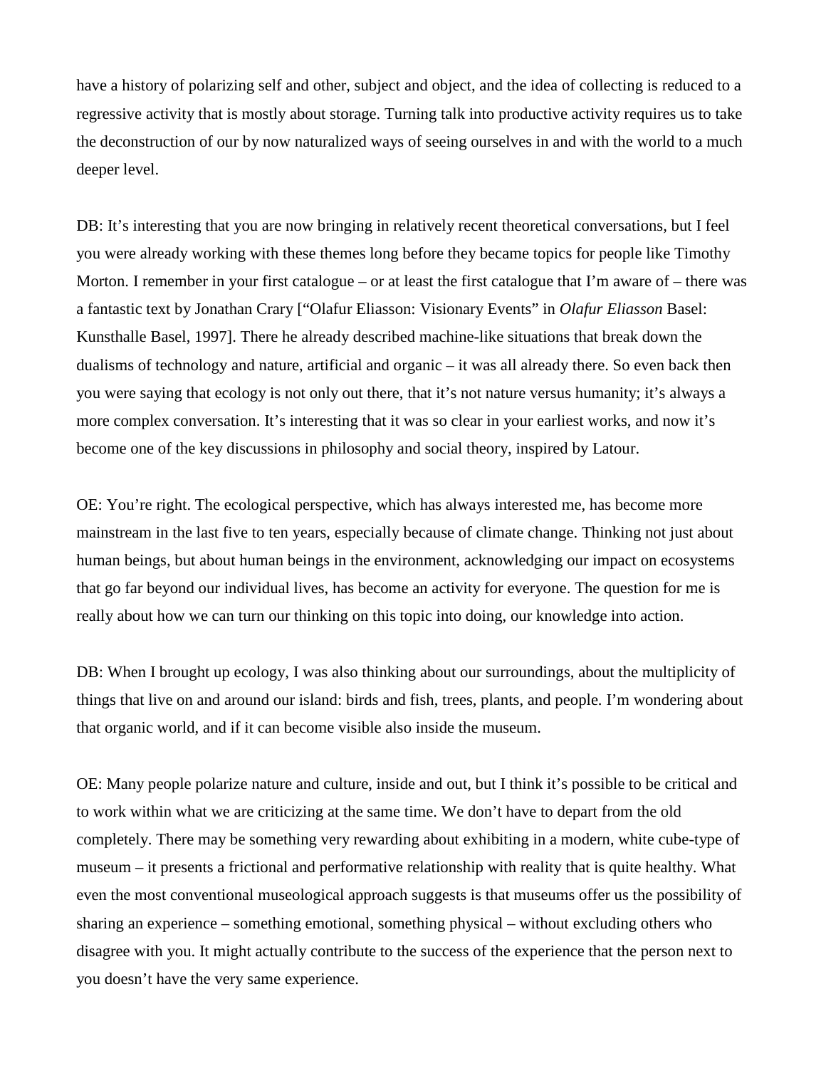have a history of polarizing self and other, subject and object, and the idea of collecting is reduced to a regressive activity that is mostly about storage. Turning talk into productive activity requires us to take the deconstruction of our by now naturalized ways of seeing ourselves in and with the world to a much deeper level.

DB: It's interesting that you are now bringing in relatively recent theoretical conversations, but I feel you were already working with these themes long before they became topics for people like Timothy Morton. I remember in your first catalogue – or at least the first catalogue that I'm aware of – there was a fantastic text by Jonathan Crary ["Olafur Eliasson: Visionary Events" in *Olafur Eliasson* Basel: Kunsthalle Basel, 1997]. There he already described machine-like situations that break down the dualisms of technology and nature, artificial and organic – it was all already there. So even back then you were saying that ecology is not only out there, that it's not nature versus humanity; it's always a more complex conversation. It's interesting that it was so clear in your earliest works, and now it's become one of the key discussions in philosophy and social theory, inspired by Latour.

OE: You're right. The ecological perspective, which has always interested me, has become more mainstream in the last five to ten years, especially because of climate change. Thinking not just about human beings, but about human beings in the environment, acknowledging our impact on ecosystems that go far beyond our individual lives, has become an activity for everyone. The question for me is really about how we can turn our thinking on this topic into doing, our knowledge into action.

DB: When I brought up ecology, I was also thinking about our surroundings, about the multiplicity of things that live on and around our island: birds and fish, trees, plants, and people. I'm wondering about that organic world, and if it can become visible also inside the museum.

OE: Many people polarize nature and culture, inside and out, but I think it's possible to be critical and to work within what we are criticizing at the same time. We don't have to depart from the old completely. There may be something very rewarding about exhibiting in a modern, white cube-type of museum – it presents a frictional and performative relationship with reality that is quite healthy. What even the most conventional museological approach suggests is that museums offer us the possibility of sharing an experience – something emotional, something physical – without excluding others who disagree with you. It might actually contribute to the success of the experience that the person next to you doesn't have the very same experience.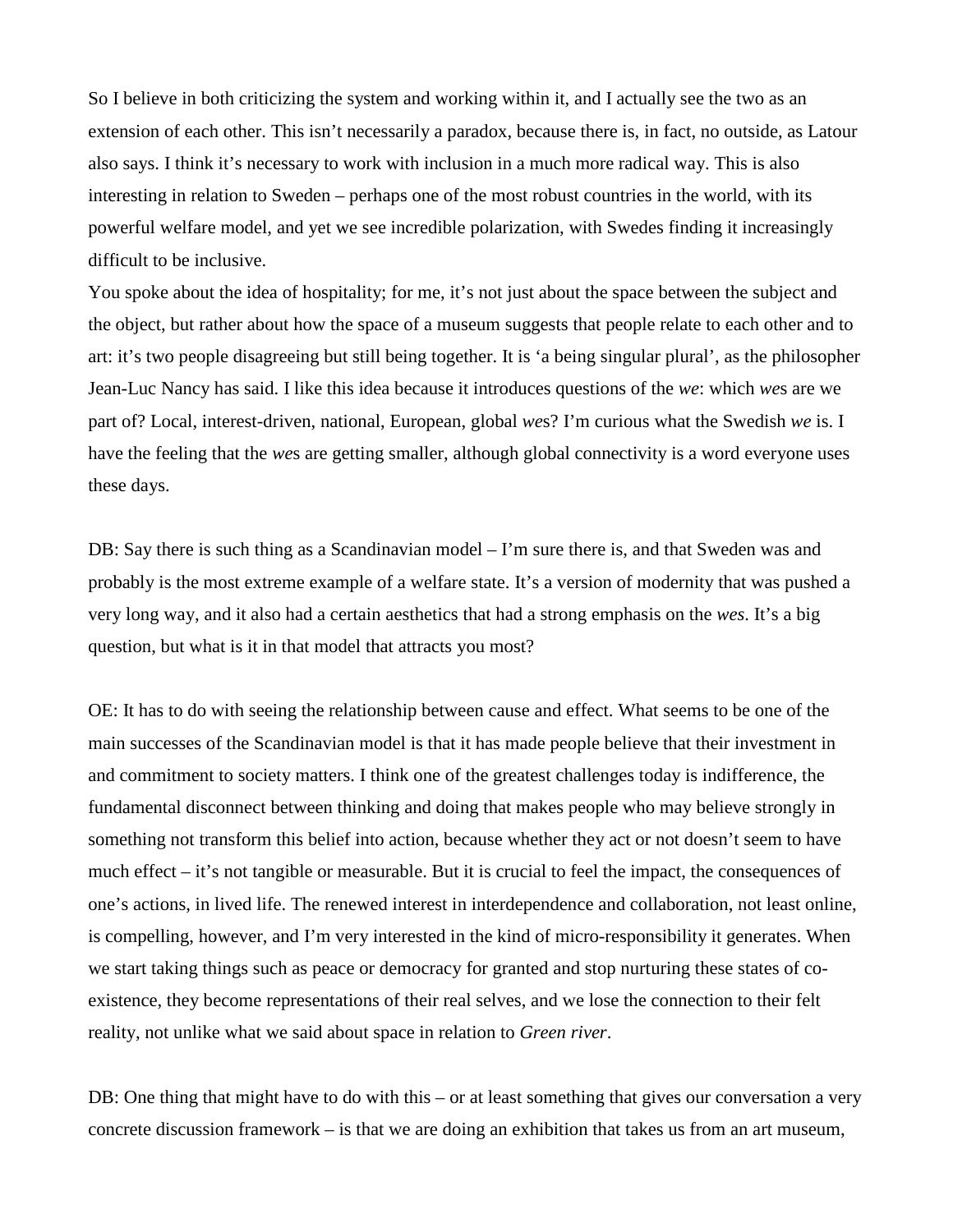So I believe in both criticizing the system and working within it, and I actually see the two as an extension of each other. This isn't necessarily a paradox, because there is, in fact, no outside, as Latour also says. I think it's necessary to work with inclusion in a much more radical way. This is also interesting in relation to Sweden – perhaps one of the most robust countries in the world, with its powerful welfare model, and yet we see incredible polarization, with Swedes finding it increasingly difficult to be inclusive.

You spoke about the idea of hospitality; for me, it's not just about the space between the subject and the object, but rather about how the space of a museum suggests that people relate to each other and to art: it's two people disagreeing but still being together. It is 'a being singular plural', as the philosopher Jean-Luc Nancy has said. I like this idea because it introduces questions of the *we*: which *we*s are we part of? Local, interest-driven, national, European, global *we*s? I'm curious what the Swedish *we* is. I have the feeling that the *we*s are getting smaller, although global connectivity is a word everyone uses these days.

DB: Say there is such thing as a Scandinavian model – I'm sure there is, and that Sweden was and probably is the most extreme example of a welfare state. It's a version of modernity that was pushed a very long way, and it also had a certain aesthetics that had a strong emphasis on the *wes*. It's a big question, but what is it in that model that attracts you most?

OE: It has to do with seeing the relationship between cause and effect. What seems to be one of the main successes of the Scandinavian model is that it has made people believe that their investment in and commitment to society matters. I think one of the greatest challenges today is indifference, the fundamental disconnect between thinking and doing that makes people who may believe strongly in something not transform this belief into action, because whether they act or not doesn't seem to have much effect – it's not tangible or measurable. But it is crucial to feel the impact, the consequences of one's actions, in lived life. The renewed interest in interdependence and collaboration, not least online, is compelling, however, and I'm very interested in the kind of micro-responsibility it generates. When we start taking things such as peace or democracy for granted and stop nurturing these states of co-existence, they become representations of their real selves, and we lose the connection to their felt reality, not unlike what we said about space in relation to *Green river*.

DB: One thing that might have to do with this – or at least something that gives our conversation a very concrete discussion framework – is that we are doing an exhibition that takes us from an art museum,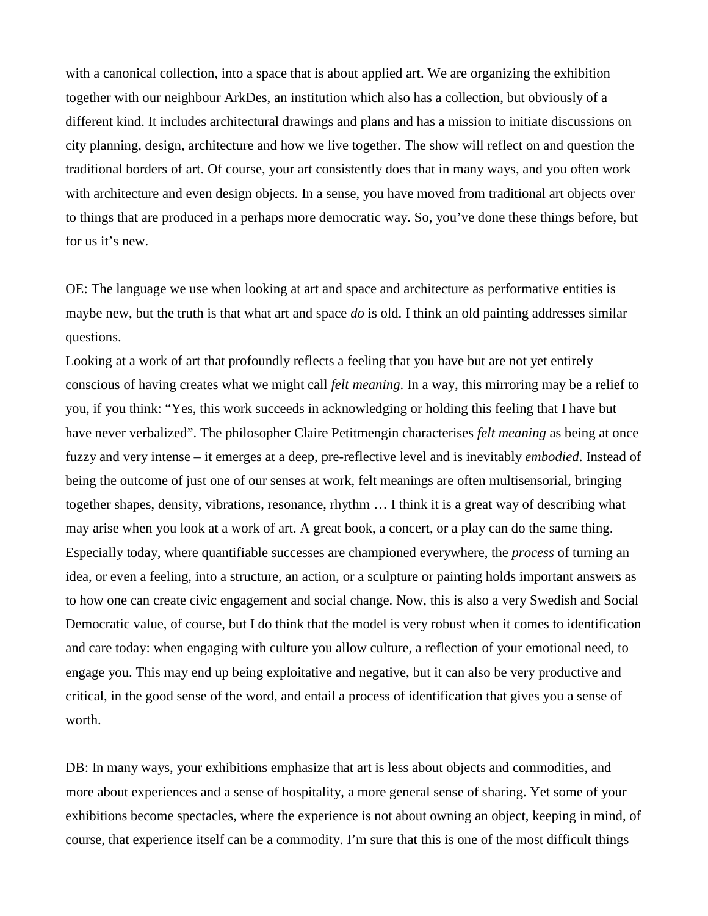with a canonical collection, into a space that is about applied art. We are organizing the exhibition together with our neighbour ArkDes, an institution which also has a collection, but obviously of a different kind. It includes architectural drawings and plans and has a mission to initiate discussions on city planning, design, architecture and how we live together. The show will reflect on and question the traditional borders of art. Of course, your art consistently does that in many ways, and you often work with architecture and even design objects. In a sense, you have moved from traditional art objects over to things that are produced in a perhaps more democratic way. So, you've done these things before, but for us it's new.

OE: The language we use when looking at art and space and architecture as performative entities is maybe new, but the truth is that what art and space *do* is old. I think an old painting addresses similar questions.

Looking at a work of art that profoundly reflects a feeling that you have but are not yet entirely conscious of having creates what we might call *felt meaning*. In a way, this mirroring may be a relief to you, if you think: "Yes, this work succeeds in acknowledging or holding this feeling that I have but have never verbalized". The philosopher Claire Petitmengin characterises *felt meaning* as being at once fuzzy and very intense – it emerges at a deep, pre-reflective level and is inevitably *embodied*. Instead of being the outcome of just one of our senses at work, felt meanings are often multisensorial, bringing together shapes, density, vibrations, resonance, rhythm … I think it is a great way of describing what may arise when you look at a work of art. A great book, a concert, or a play can do the same thing. Especially today, where quantifiable successes are championed everywhere, the *process* of turning an idea, or even a feeling, into a structure, an action, or a sculpture or painting holds important answers as to how one can create civic engagement and social change. Now, this is also a very Swedish and Social Democratic value, of course, but I do think that the model is very robust when it comes to identification and care today: when engaging with culture you allow culture, a reflection of your emotional need, to engage you. This may end up being exploitative and negative, but it can also be very productive and critical, in the good sense of the word, and entail a process of identification that gives you a sense of worth.

DB: In many ways, your exhibitions emphasize that art is less about objects and commodities, and more about experiences and a sense of hospitality, a more general sense of sharing. Yet some of your exhibitions become spectacles, where the experience is not about owning an object, keeping in mind, of course, that experience itself can be a commodity. I'm sure that this is one of the most difficult things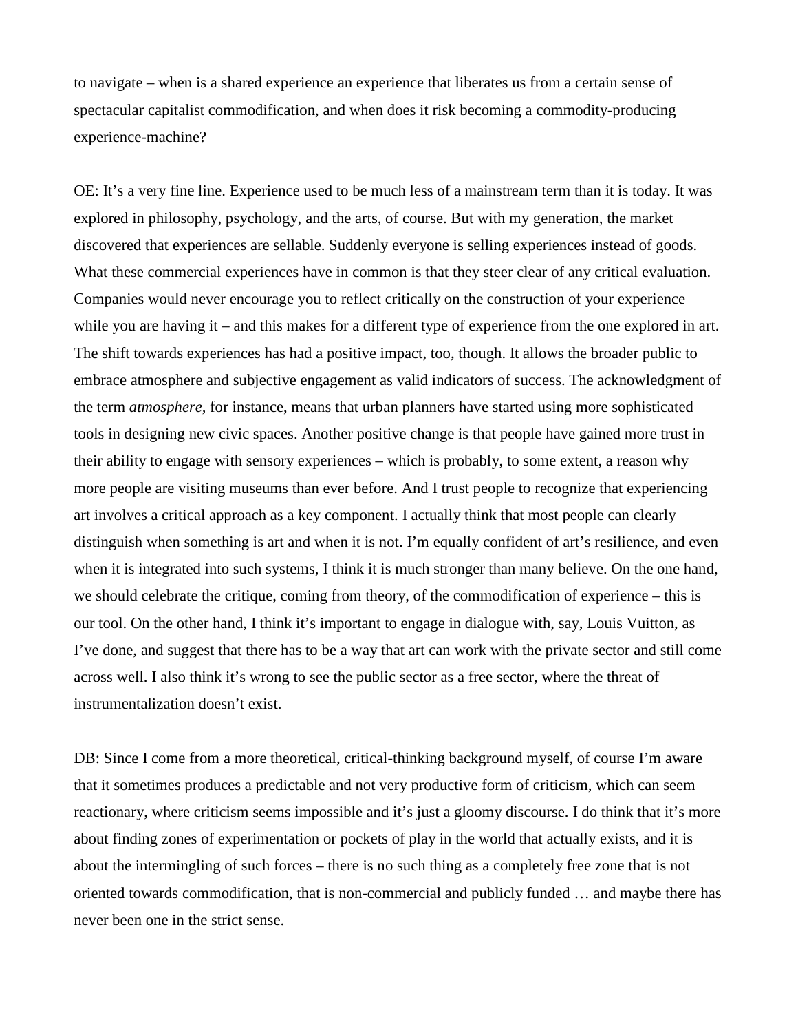to navigate – when is a shared experience an experience that liberates us from a certain sense of spectacular capitalist commodification, and when does it risk becoming a commodity-producing experience-machine?

OE: It's a very fine line. Experience used to be much less of a mainstream term than it is today. It was explored in philosophy, psychology, and the arts, of course. But with my generation, the market discovered that experiences are sellable. Suddenly everyone is selling experiences instead of goods. What these commercial experiences have in common is that they steer clear of any critical evaluation. Companies would never encourage you to reflect critically on the construction of your experience while you are having it – and this makes for a different type of experience from the one explored in art. The shift towards experiences has had a positive impact, too, though. It allows the broader public to embrace atmosphere and subjective engagement as valid indicators of success. The acknowledgment of the term *atmosphere*, for instance, means that urban planners have started using more sophisticated tools in designing new civic spaces. Another positive change is that people have gained more trust in their ability to engage with sensory experiences – which is probably, to some extent, a reason why more people are visiting museums than ever before. And I trust people to recognize that experiencing art involves a critical approach as a key component. I actually think that most people can clearly distinguish when something is art and when it is not. I'm equally confident of art's resilience, and even when it is integrated into such systems, I think it is much stronger than many believe. On the one hand, we should celebrate the critique, coming from theory, of the commodification of experience – this is our tool. On the other hand, I think it's important to engage in dialogue with, say, Louis Vuitton, as I've done, and suggest that there has to be a way that art can work with the private sector and still come across well. I also think it's wrong to see the public sector as a free sector, where the threat of instrumentalization doesn't exist.

DB: Since I come from a more theoretical, critical-thinking background myself, of course I'm aware that it sometimes produces a predictable and not very productive form of criticism, which can seem reactionary, where criticism seems impossible and it's just a gloomy discourse. I do think that it's more about finding zones of experimentation or pockets of play in the world that actually exists, and it is about the intermingling of such forces – there is no such thing as a completely free zone that is not oriented towards commodification, that is non-commercial and publicly funded … and maybe there has never been one in the strict sense.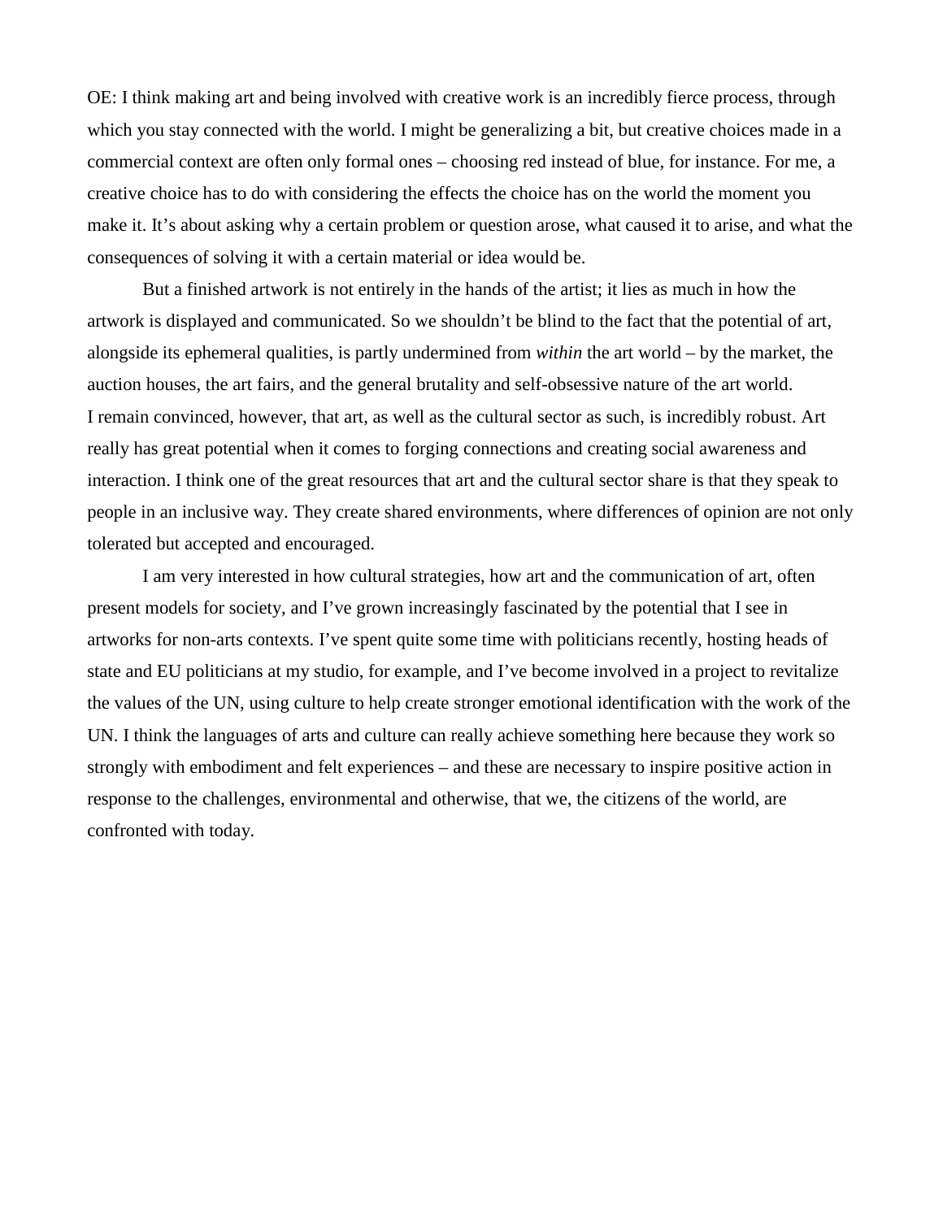OE: I think making art and being involved with creative work is an incredibly fierce process, through which you stay connected with the world. I might be generalizing a bit, but creative choices made in a commercial context are often only formal ones – choosing red instead of blue, for instance. For me, a creative choice has to do with considering the effects the choice has on the world the moment you make it. It's about asking why a certain problem or question arose, what caused it to arise, and what the consequences of solving it with a certain material or idea would be.

But a finished artwork is not entirely in the hands of the artist; it lies as much in how the artwork is displayed and communicated. So we shouldn't be blind to the fact that the potential of art, alongside its ephemeral qualities, is partly undermined from *within* the art world – by the market, the auction houses, the art fairs, and the general brutality and self-obsessive nature of the art world. I remain convinced, however, that art, as well as the cultural sector as such, is incredibly robust. Art really has great potential when it comes to forging connections and creating social awareness and interaction. I think one of the great resources that art and the cultural sector share is that they speak to people in an inclusive way. They create shared environments, where differences of opinion are not only tolerated but accepted and encouraged.

I am very interested in how cultural strategies, how art and the communication of art, often present models for society, and I've grown increasingly fascinated by the potential that I see in artworks for non-arts contexts. I've spent quite some time with politicians recently, hosting heads of state and EU politicians at my studio, for example, and I've become involved in a project to revitalize the values of the UN, using culture to help create stronger emotional identification with the work of the UN. I think the languages of arts and culture can really achieve something here because they work so strongly with embodiment and felt experiences – and these are necessary to inspire positive action in response to the challenges, environmental and otherwise, that we, the citizens of the world, are confronted with today.